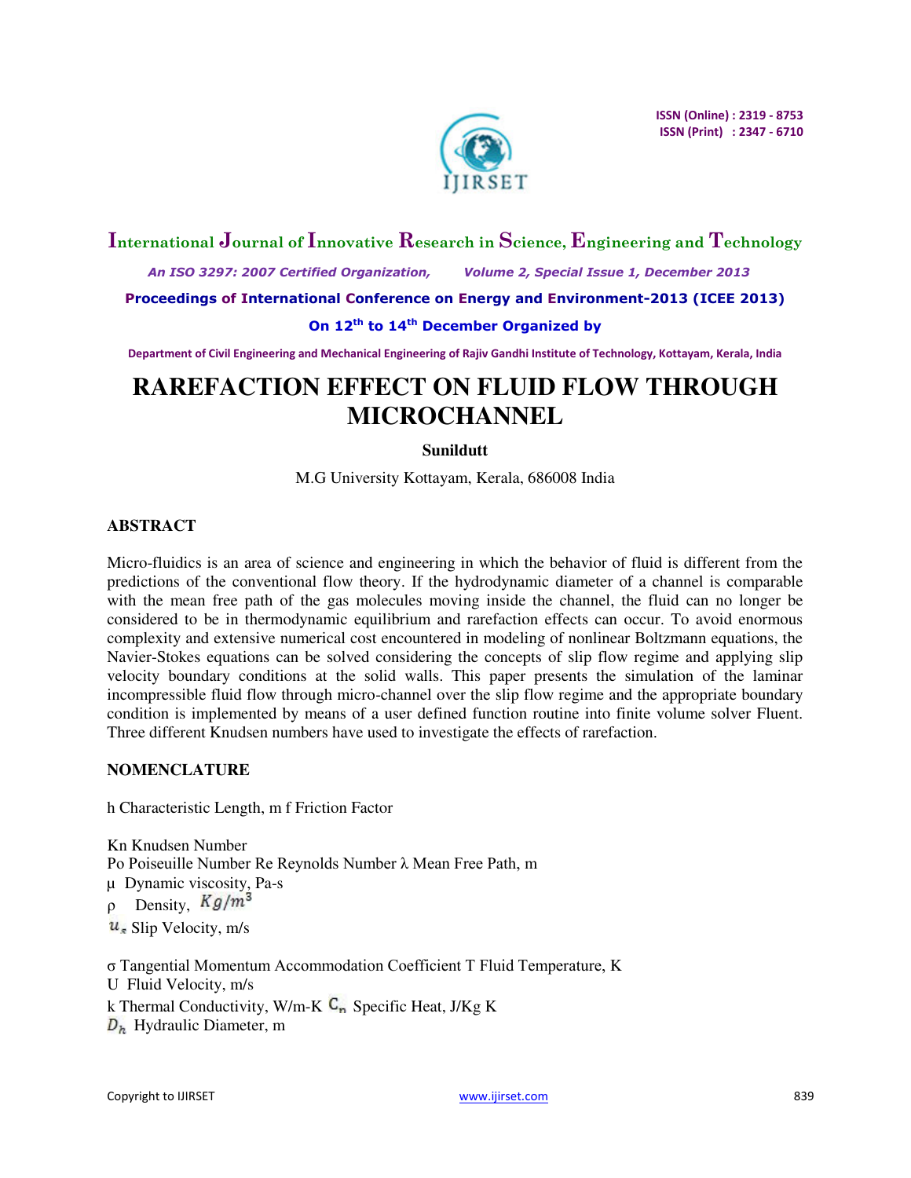# RAREFACTION EFFECT ON FLUID FLOW THROUGH MICROCHANNEL

**Sunildutt**

M.G University Kottayam, Kerala, 686008 India

## ABSTRACT

Micro-fluidics is an area of science and engineering in which the behavior of fluid is different from the predictions of the conventional flow theory. If the hydrodynamic diameter of a channel is comparable with the mean free path of the gas molecules moving inside the channel, the fluid can no longer be considered to be in thermodynamic equilibrium and rarefaction effects can occur. To avoid enormous complexity and extensive numerical cost encountered in modeling of nonlinear Boltzmann equations, the Navier-Stokes equations can be solved considering the concepts of slip flow regime and applying slip velocity boundary conditions at the solid walls. This paper presents the simulation of the laminar incompressible fluid flow through micro-channel over the slip flow regime and the appropriate boundary condition is implemented by means of a user defined function routine into finite volume solver Fluent. Three different Knudsen numbers have used to investigate the effects of rarefaction.

## NOMENCLATURE

h Characteristic Length, m f Friction Factor

Kn Knudsen Number
Po Poiseuille Number Re Reynolds Number $\lambda$ Mean Free Path, m
$\mu$ Dynamic viscosity, Pa-s
$\rho$ Density, $Kg/m^3$
$u_s$ Slip Velocity, m/s

$\sigma$ Tangential Momentum Accommodation Coefficient T Fluid Temperature, K
U Fluid Velocity, m/s
k Thermal Conductivity, W/m-K $C_n$ Specific Heat, J/Kg K
$D_h$ Hydraulic Diameter, m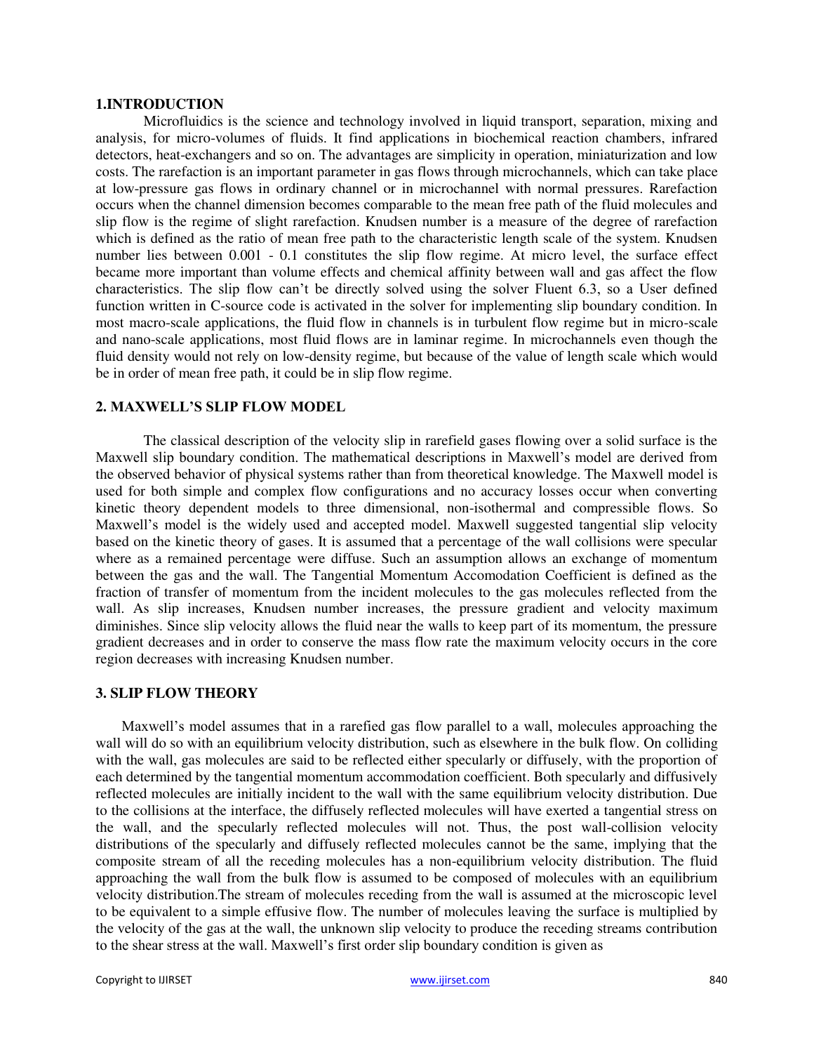## 1.INTRODUCTION

Microfluidics is the science and technology involved in liquid transport, separation, mixing and analysis, for micro-volumes of fluids. It find applications in biochemical reaction chambers, infrared detectors, heat-exchangers and so on. The advantages are simplicity in operation, miniaturization and low costs. The rarefaction is an important parameter in gas flows through microchannels, which can take place at low-pressure gas flows in ordinary channel or in microchannel with normal pressures. Rarefaction occurs when the channel dimension becomes comparable to the mean free path of the fluid molecules and slip flow is the regime of slight rarefaction. Knudsen number is a measure of the degree of rarefaction which is defined as the ratio of mean free path to the characteristic length scale of the system. Knudsen number lies between 0.001 - 0.1 constitutes the slip flow regime. At micro level, the surface effect became more important than volume effects and chemical affinity between wall and gas affect the flow characteristics. The slip flow can't be directly solved using the solver Fluent 6.3, so a User defined function written in C-source code is activated in the solver for implementing slip boundary condition. In most macro-scale applications, the fluid flow in channels is in turbulent flow regime but in micro-scale and nano-scale applications, most fluid flows are in laminar regime. In microchannels even though the fluid density would not rely on low-density regime, but because of the value of length scale which would be in order of mean free path, it could be in slip flow regime.

## 2. MAXWELL'S SLIP FLOW MODEL

The classical description of the velocity slip in rarefield gases flowing over a solid surface is the Maxwell slip boundary condition. The mathematical descriptions in Maxwell's model are derived from the observed behavior of physical systems rather than from theoretical knowledge. The Maxwell model is used for both simple and complex flow configurations and no accuracy losses occur when converting kinetic theory dependent models to three dimensional, non-isothermal and compressible flows. So Maxwell's model is the widely used and accepted model. Maxwell suggested tangential slip velocity based on the kinetic theory of gases. It is assumed that a percentage of the wall collisions were specular where as a remained percentage were diffuse. Such an assumption allows an exchange of momentum between the gas and the wall. The Tangential Momentum Accomodation Coefficient is defined as the fraction of transfer of momentum from the incident molecules to the gas molecules reflected from the wall. As slip increases, Knudsen number increases, the pressure gradient and velocity maximum diminishes. Since slip velocity allows the fluid near the walls to keep part of its momentum, the pressure gradient decreases and in order to conserve the mass flow rate the maximum velocity occurs in the core region decreases with increasing Knudsen number.

## 3. SLIP FLOW THEORY

Maxwell's model assumes that in a rarefied gas flow parallel to a wall, molecules approaching the wall will do so with an equilibrium velocity distribution, such as elsewhere in the bulk flow. On colliding with the wall, gas molecules are said to be reflected either specularly or diffusely, with the proportion of each determined by the tangential momentum accommodation coefficient. Both specularly and diffusively reflected molecules are initially incident to the wall with the same equilibrium velocity distribution. Due to the collisions at the interface, the diffusely reflected molecules will have exerted a tangential stress on the wall, and the specularly reflected molecules will not. Thus, the post wall-collision velocity distributions of the specularly and diffusely reflected molecules cannot be the same, implying that the composite stream of all the receding molecules has a non-equilibrium velocity distribution. The fluid approaching the wall from the bulk flow is assumed to be composed of molecules with an equilibrium velocity distribution.The stream of molecules receding from the wall is assumed at the microscopic level to be equivalent to a simple effusive flow. The number of molecules leaving the surface is multiplied by the velocity of the gas at the wall, the unknown slip velocity to produce the receding streams contribution to the shear stress at the wall. Maxwell's first order slip boundary condition is given as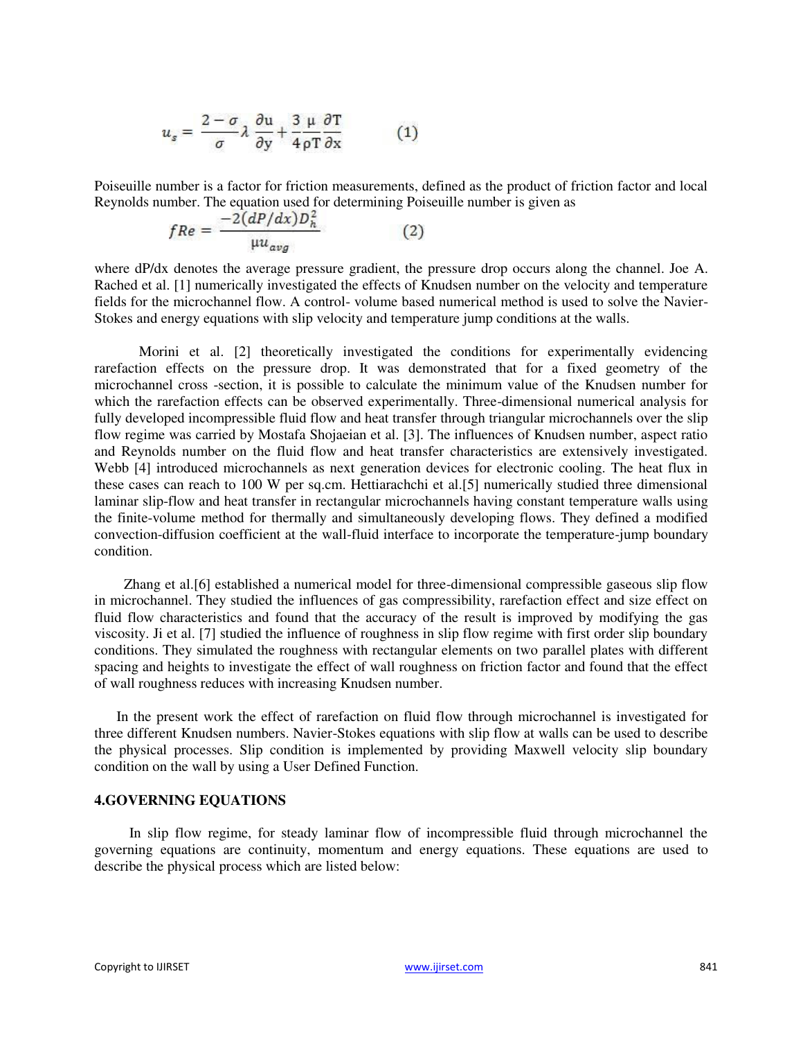$$u_s = \frac{2-\sigma}{\sigma}\lambda\frac{\partial u}{\partial y} + \frac{3}{4}\frac{\mu}{\rho T}\frac{\partial T}{\partial x} \qquad (1)$$

Poiseuille number is a factor for friction measurements, defined as the product of friction factor and local Reynolds number. The equation used for determining Poiseuille number is given as

$$fRe = \frac{-2(dP/dx)D_h^2}{\mu u_{avg}} \qquad (2)$$

where dP/dx denotes the average pressure gradient, the pressure drop occurs along the channel. Joe A. Rached et al. [1] numerically investigated the effects of Knudsen number on the velocity and temperature fields for the microchannel flow. A control- volume based numerical method is used to solve the Navier-Stokes and energy equations with slip velocity and temperature jump conditions at the walls.

Morini et al. [2] theoretically investigated the conditions for experimentally evidencing rarefaction effects on the pressure drop. It was demonstrated that for a fixed geometry of the microchannel cross -section, it is possible to calculate the minimum value of the Knudsen number for which the rarefaction effects can be observed experimentally. Three-dimensional numerical analysis for fully developed incompressible fluid flow and heat transfer through triangular microchannels over the slip flow regime was carried by Mostafa Shojaeian et al. [3]. The influences of Knudsen number, aspect ratio and Reynolds number on the fluid flow and heat transfer characteristics are extensively investigated. Webb [4] introduced microchannels as next generation devices for electronic cooling. The heat flux in these cases can reach to 100 W per sq.cm. Hettiarachchi et al.[5] numerically studied three dimensional laminar slip-flow and heat transfer in rectangular microchannels having constant temperature walls using the finite-volume method for thermally and simultaneously developing flows. They defined a modified convection-diffusion coefficient at the wall-fluid interface to incorporate the temperature-jump boundary condition.

Zhang et al.[6] established a numerical model for three-dimensional compressible gaseous slip flow in microchannel. They studied the influences of gas compressibility, rarefaction effect and size effect on fluid flow characteristics and found that the accuracy of the result is improved by modifying the gas viscosity. Ji et al. [7] studied the influence of roughness in slip flow regime with first order slip boundary conditions. They simulated the roughness with rectangular elements on two parallel plates with different spacing and heights to investigate the effect of wall roughness on friction factor and found that the effect of wall roughness reduces with increasing Knudsen number.

In the present work the effect of rarefaction on fluid flow through microchannel is investigated for three different Knudsen numbers. Navier-Stokes equations with slip flow at walls can be used to describe the physical processes. Slip condition is implemented by providing Maxwell velocity slip boundary condition on the wall by using a User Defined Function.

## 4.GOVERNING EQUATIONS

In slip flow regime, for steady laminar flow of incompressible fluid through microchannel the governing equations are continuity, momentum and energy equations. These equations are used to describe the physical process which are listed below: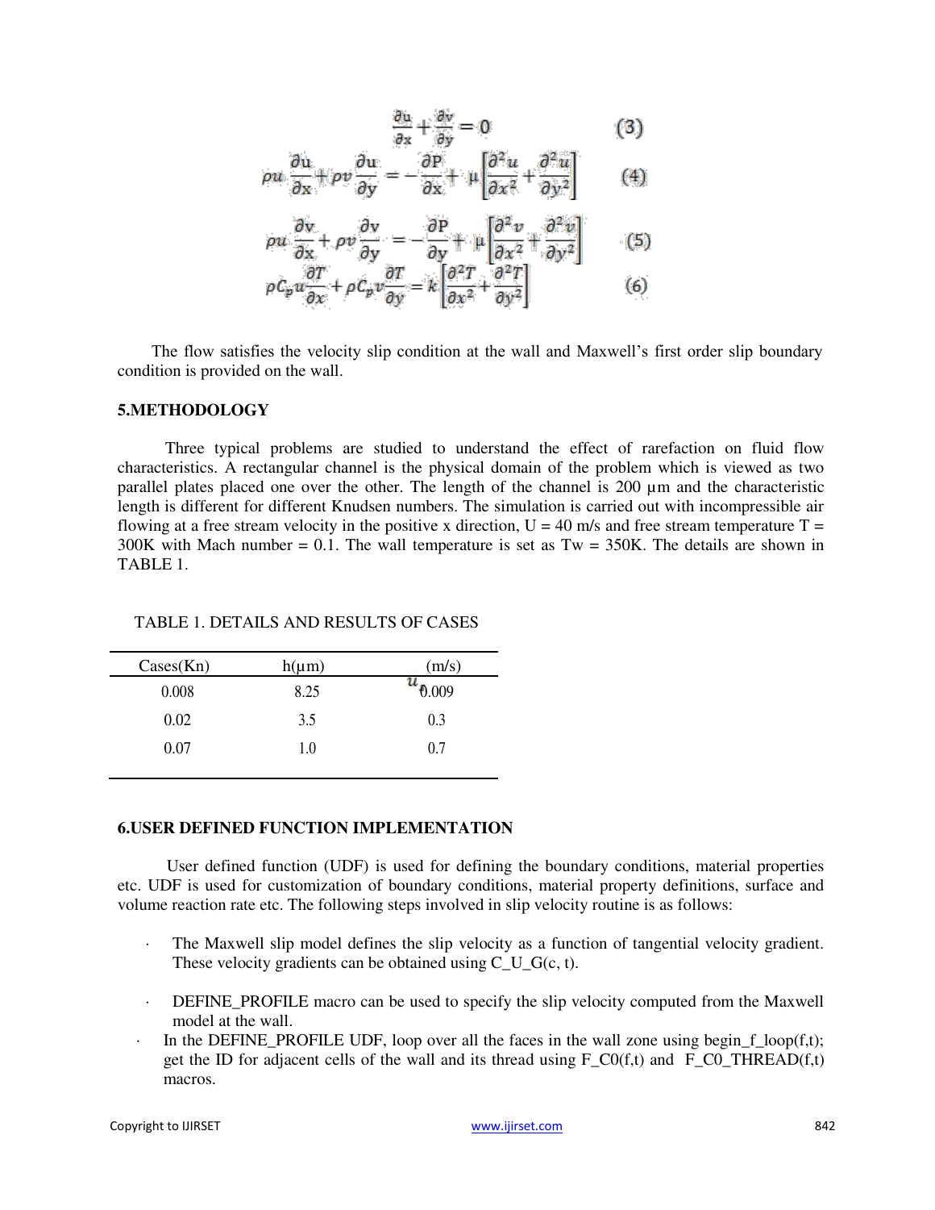$$\frac{\partial u}{\partial x} + \frac{\partial v}{\partial y} = 0 \qquad (3)$$

$$\rho u \frac{\partial u}{\partial x} + \rho v \frac{\partial u}{\partial y} = -\frac{\partial P}{\partial x} + \mu \left[ \frac{\partial^2 u}{\partial x^2} + \frac{\partial^2 u}{\partial y^2} \right] \qquad (4)$$

$$\rho u \frac{\partial v}{\partial x} + \rho v \frac{\partial v}{\partial y} = -\frac{\partial P}{\partial y} + \mu \left[ \frac{\partial^2 v}{\partial x^2} + \frac{\partial^2 v}{\partial y^2} \right] \qquad (5)$$

$$\rho C_p u \frac{\partial T}{\partial x} + \rho C_p v \frac{\partial T}{\partial y} = k \left[ \frac{\partial^2 T}{\partial x^2} + \frac{\partial^2 T}{\partial y^2} \right] \qquad (6)$$

The flow satisfies the velocity slip condition at the wall and Maxwell's first order slip boundary condition is provided on the wall.

## 5.METHODOLOGY

Three typical problems are studied to understand the effect of rarefaction on fluid flow characteristics. A rectangular channel is the physical domain of the problem which is viewed as two parallel plates placed one over the other. The length of the channel is 200 µm and the characteristic length is different for different Knudsen numbers. The simulation is carried out with incompressible air flowing at a free stream velocity in the positive x direction, U = 40 m/s and free stream temperature T = 300K with Mach number = 0.1. The wall temperature is set as Tw = 350K. The details are shown in TABLE 1.

TABLE 1. DETAILS AND RESULTS OF CASES

| Cases(Kn) | h(µm) | $u_s$ (m/s) |
|---|---|---|
| 0.008 | 8.25 | 0.009 |
| 0.02 | 3.5 | 0.3 |
| 0.07 | 1.0 | 0.7 |

## 6.USER DEFINED FUNCTION IMPLEMENTATION

User defined function (UDF) is used for defining the boundary conditions, material properties etc. UDF is used for customization of boundary conditions, material property definitions, surface and volume reaction rate etc. The following steps involved in slip velocity routine is as follows:

- The Maxwell slip model defines the slip velocity as a function of tangential velocity gradient. These velocity gradients can be obtained using C_U_G(c, t).
- DEFINE_PROFILE macro can be used to specify the slip velocity computed from the Maxwell model at the wall.
- In the DEFINE_PROFILE UDF, loop over all the faces in the wall zone using begin_f_loop(f,t); get the ID for adjacent cells of the wall and its thread using F_C0(f,t) and F_C0_THREAD(f,t) macros.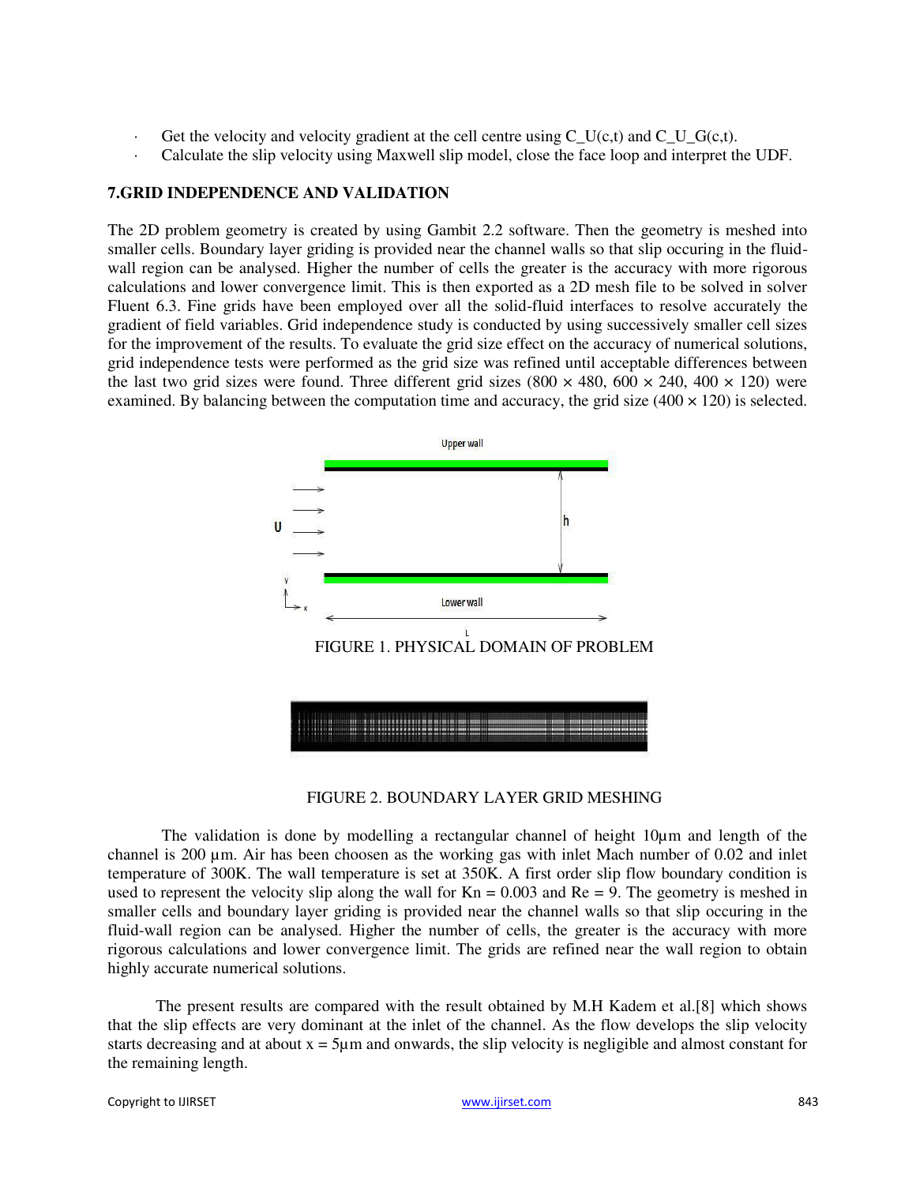- Get the velocity and velocity gradient at the cell centre using C_U(c,t) and C_U_G(c,t).
- Calculate the slip velocity using Maxwell slip model, close the face loop and interpret the UDF.

## 7.GRID INDEPENDENCE AND VALIDATION

The 2D problem geometry is created by using Gambit 2.2 software. Then the geometry is meshed into smaller cells. Boundary layer griding is provided near the channel walls so that slip occuring in the fluid-wall region can be analysed. Higher the number of cells the greater is the accuracy with more rigorous calculations and lower convergence limit. This is then exported as a 2D mesh file to be solved in solver Fluent 6.3. Fine grids have been employed over all the solid-fluid interfaces to resolve accurately the gradient of field variables. Grid independence study is conducted by using successively smaller cell sizes for the improvement of the results. To evaluate the grid size effect on the accuracy of numerical solutions, grid independence tests were performed as the grid size was refined until acceptable differences between the last two grid sizes were found. Three different grid sizes (800 × 480, 600 × 240, 400 × 120) were examined. By balancing between the computation time and accuracy, the grid size (400 × 120) is selected.

FIGURE 1. PHYSICAL DOMAIN OF PROBLEM

FIGURE 2. BOUNDARY LAYER GRID MESHING

The validation is done by modelling a rectangular channel of height 10μm and length of the channel is 200 μm. Air has been choosen as the working gas with inlet Mach number of 0.02 and inlet temperature of 300K. The wall temperature is set at 350K. A first order slip flow boundary condition is used to represent the velocity slip along the wall for Kn = 0.003 and Re = 9. The geometry is meshed in smaller cells and boundary layer griding is provided near the channel walls so that slip occuring in the fluid-wall region can be analysed. Higher the number of cells, the greater is the accuracy with more rigorous calculations and lower convergence limit. The grids are refined near the wall region to obtain highly accurate numerical solutions.

The present results are compared with the result obtained by M.H Kadem et al.[8] which shows that the slip effects are very dominant at the inlet of the channel. As the flow develops the slip velocity starts decreasing and at about x = 5μm and onwards, the slip velocity is negligible and almost constant for the remaining length.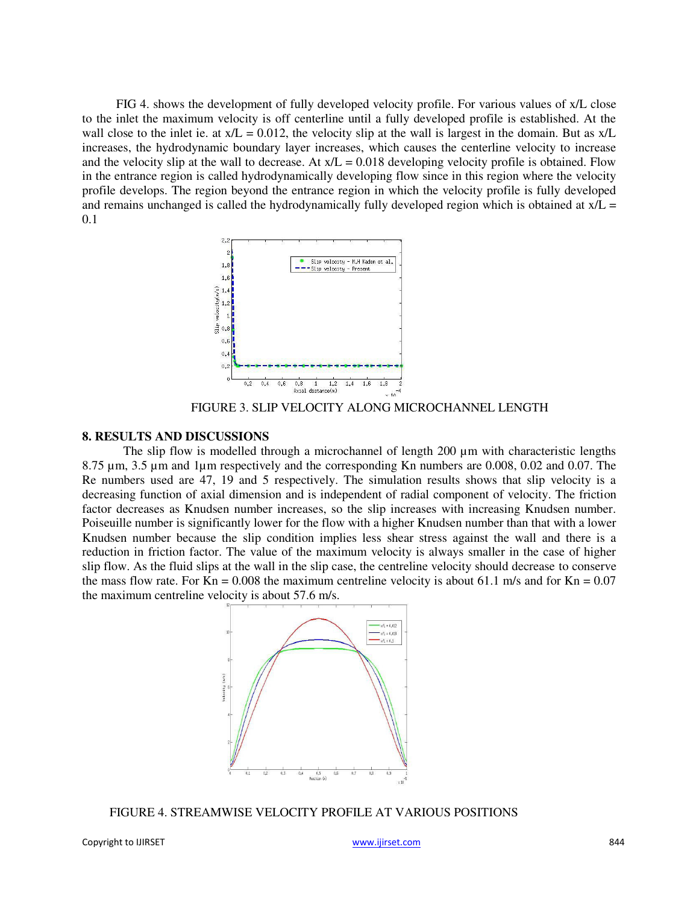FIG 4. shows the development of fully developed velocity profile. For various values of x/L close to the inlet the maximum velocity is off centerline until a fully developed profile is established. At the wall close to the inlet ie. at x/L = 0.012, the velocity slip at the wall is largest in the domain. But as x/L increases, the hydrodynamic boundary layer increases, which causes the centerline velocity to increase and the velocity slip at the wall to decrease. At x/L = 0.018 developing velocity profile is obtained. Flow in the entrance region is called hydrodynamically developing flow since in this region where the velocity profile develops. The region beyond the entrance region in which the velocity profile is fully developed and remains unchanged is called the hydrodynamically fully developed region which is obtained at x/L = 0.1

FIGURE 3. SLIP VELOCITY ALONG MICROCHANNEL LENGTH

## 8. RESULTS AND DISCUSSIONS

The slip flow is modelled through a microchannel of length 200 µm with characteristic lengths 8.75 µm, 3.5 µm and 1µm respectively and the corresponding Kn numbers are 0.008, 0.02 and 0.07. The Re numbers used are 47, 19 and 5 respectively. The simulation results shows that slip velocity is a decreasing function of axial dimension and is independent of radial component of velocity. The friction factor decreases as Knudsen number increases, so the slip increases with increasing Knudsen number. Poiseuille number is significantly lower for the flow with a higher Knudsen number than that with a lower Knudsen number because the slip condition implies less shear stress against the wall and there is a reduction in friction factor. The value of the maximum velocity is always smaller in the case of higher slip flow. As the fluid slips at the wall in the slip case, the centreline velocity should decrease to conserve the mass flow rate. For Kn = 0.008 the maximum centreline velocity is about 61.1 m/s and for Kn = 0.07 the maximum centreline velocity is about 57.6 m/s.

FIGURE 4. STREAMWISE VELOCITY PROFILE AT VARIOUS POSITIONS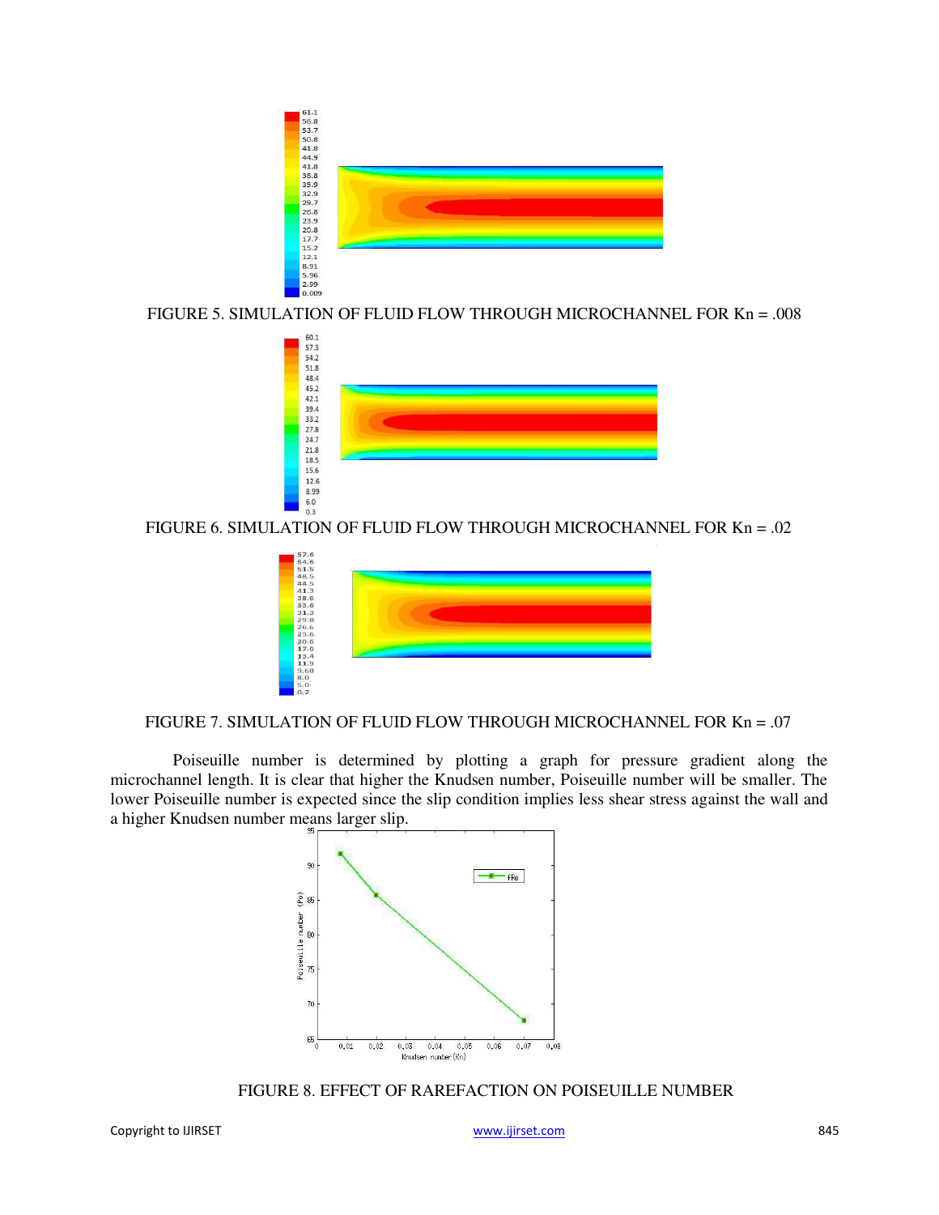FIGURE 5. SIMULATION OF FLUID FLOW THROUGH MICROCHANNEL FOR Kn = .008

FIGURE 6. SIMULATION OF FLUID FLOW THROUGH MICROCHANNEL FOR Kn = .02

FIGURE 7. SIMULATION OF FLUID FLOW THROUGH MICROCHANNEL FOR Kn = .07

Poiseuille number is determined by plotting a graph for pressure gradient along the microchannel length. It is clear that higher the Knudsen number, Poiseuille number will be smaller. The lower Poiseuille number is expected since the slip condition implies less shear stress against the wall and a higher Knudsen number means larger slip.

FIGURE 8. EFFECT OF RAREFACTION ON POISEUILLE NUMBER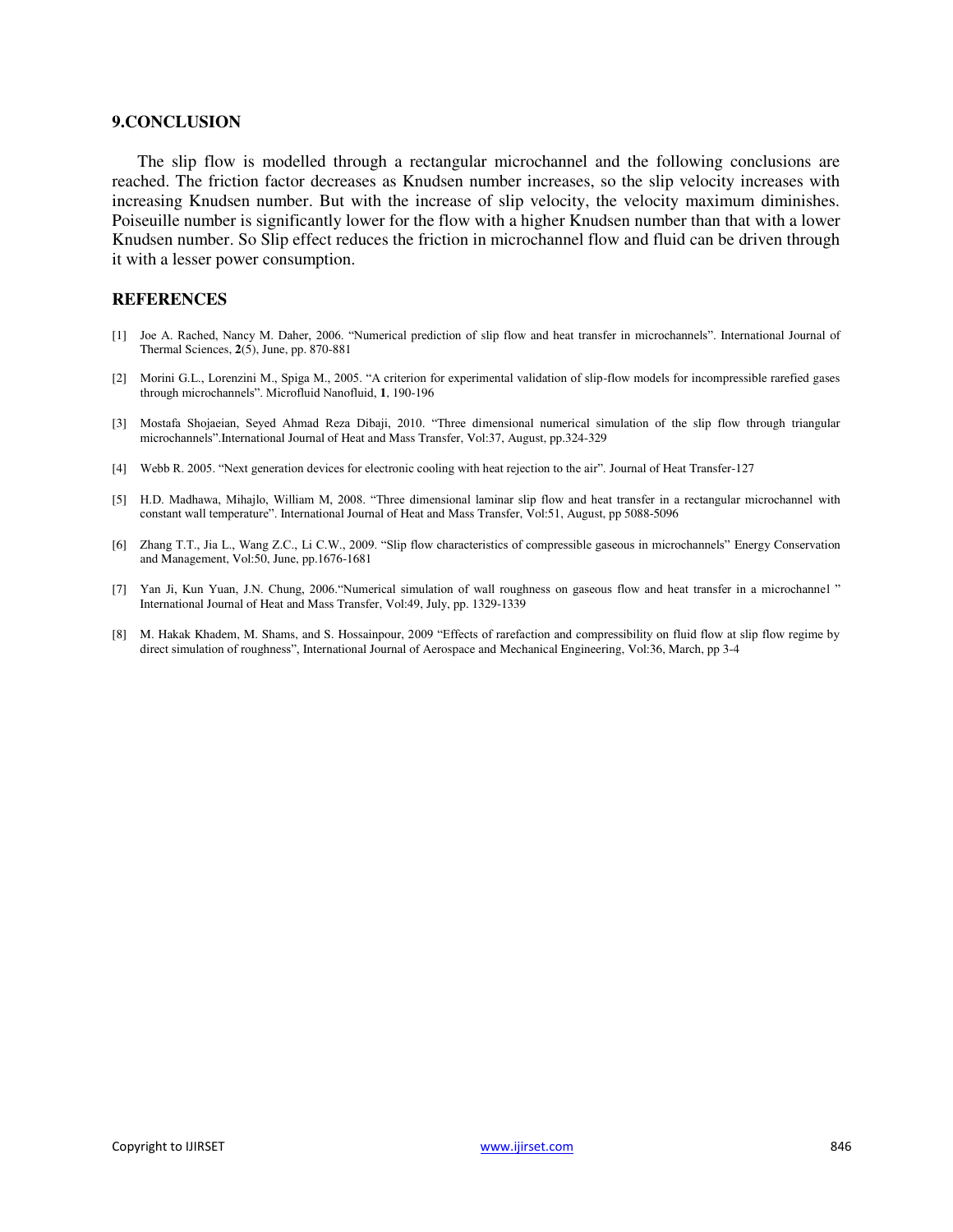## 9.CONCLUSION

The slip flow is modelled through a rectangular microchannel and the following conclusions are reached. The friction factor decreases as Knudsen number increases, so the slip velocity increases with increasing Knudsen number. But with the increase of slip velocity, the velocity maximum diminishes. Poiseuille number is significantly lower for the flow with a higher Knudsen number than that with a lower Knudsen number. So Slip effect reduces the friction in microchannel flow and fluid can be driven through it with a lesser power consumption.

## REFERENCES

[1] Joe A. Rached, Nancy M. Daher, 2006. "Numerical prediction of slip flow and heat transfer in microchannels". International Journal of Thermal Sciences, **2**(5), June, pp. 870-881

[2] Morini G.L., Lorenzini M., Spiga M., 2005. "A criterion for experimental validation of slip-flow models for incompressible rarefied gases through microchannels". Microfluid Nanofluid, **1**, 190-196

[3] Mostafa Shojaeian, Seyed Ahmad Reza Dibaji, 2010. "Three dimensional numerical simulation of the slip flow through triangular microchannels".International Journal of Heat and Mass Transfer, Vol:37, August, pp.324-329

[4] Webb R. 2005. "Next generation devices for electronic cooling with heat rejection to the air". Journal of Heat Transfer-127

[5] H.D. Madhawa, Mihajlo, William M, 2008. "Three dimensional laminar slip flow and heat transfer in a rectangular microchannel with constant wall temperature". International Journal of Heat and Mass Transfer, Vol:51, August, pp 5088-5096

[6] Zhang T.T., Jia L., Wang Z.C., Li C.W., 2009. "Slip flow characteristics of compressible gaseous in microchannels" Energy Conservation and Management, Vol:50, June, pp.1676-1681

[7] Yan Ji, Kun Yuan, J.N. Chung, 2006."Numerical simulation of wall roughness on gaseous flow and heat transfer in a microchannel " International Journal of Heat and Mass Transfer, Vol:49, July, pp. 1329-1339

[8] M. Hakak Khadem, M. Shams, and S. Hossainpour, 2009 "Effects of rarefaction and compressibility on fluid flow at slip flow regime by direct simulation of roughness", International Journal of Aerospace and Mechanical Engineering, Vol:36, March, pp 3-4